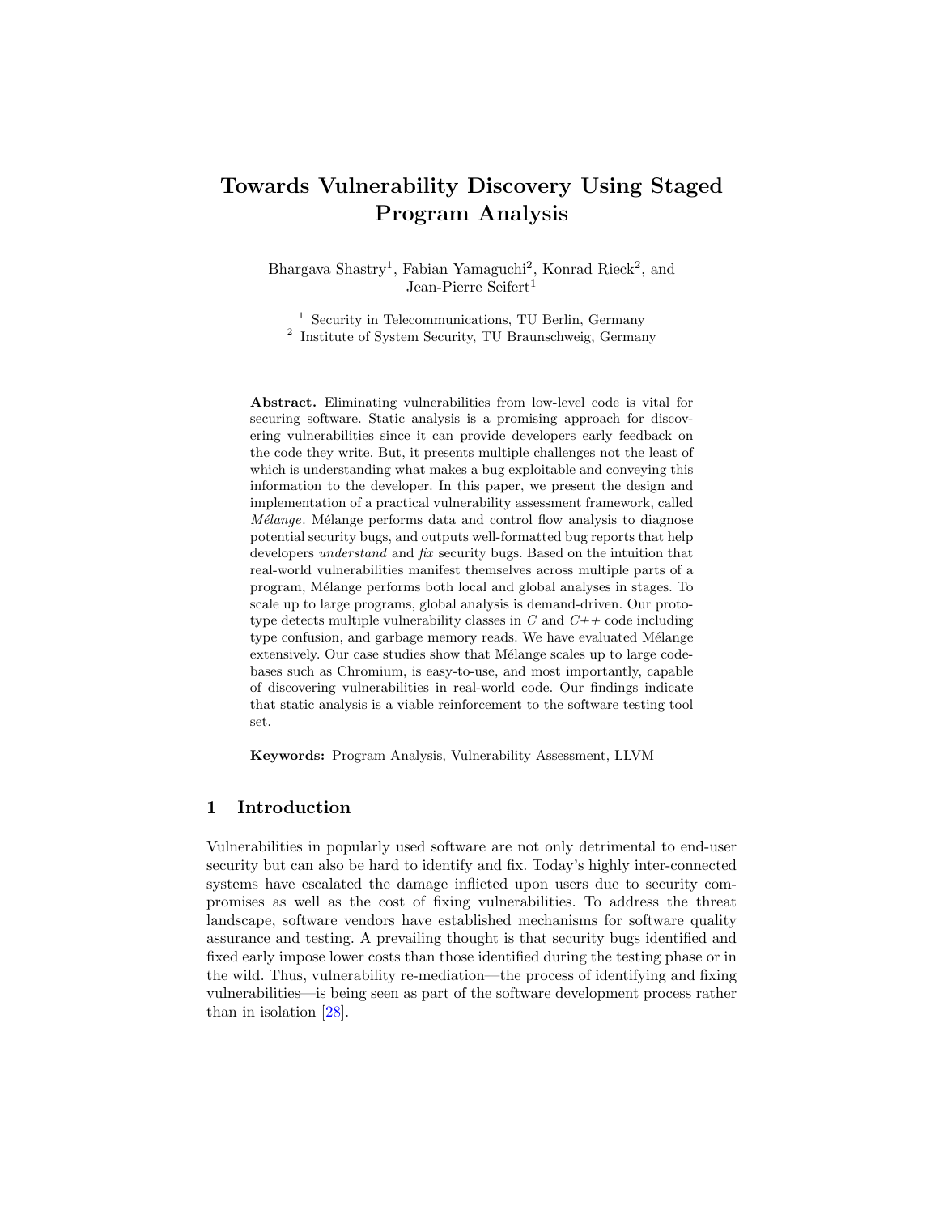# Towards Vulnerability Discovery Using Staged Program Analysis

Bhargava Shastry[1], Fabian Yamaguchi[2], Konrad Rieck[2], and Jean-Pierre Seifert[1]

[1] Security in Telecommunications, TU Berlin, Germany
[2] Institute of System Security, TU Braunschweig, Germany

**Abstract.** Eliminating vulnerabilities from low-level code is vital for securing software. Static analysis is a promising approach for discovering vulnerabilities since it can provide developers early feedback on the code they write. But, it presents multiple challenges not the least of which is understanding what makes a bug exploitable and conveying this information to the developer. In this paper, we present the design and implementation of a practical vulnerability assessment framework, called *Mélange*. Mélange performs data and control flow analysis to diagnose potential security bugs, and outputs well-formatted bug reports that help developers *understand* and *fix* security bugs. Based on the intuition that real-world vulnerabilities manifest themselves across multiple parts of a program, Mélange performs both local and global analyses in stages. To scale up to large programs, global analysis is demand-driven. Our prototype detects multiple vulnerability classes in *C* and *C++* code including type confusion, and garbage memory reads. We have evaluated Mélange extensively. Our case studies show that Mélange scales up to large codebases such as Chromium, is easy-to-use, and most importantly, capable of discovering vulnerabilities in real-world code. Our findings indicate that static analysis is a viable reinforcement to the software testing tool set.

**Keywords:** Program Analysis, Vulnerability Assessment, LLVM

## 1 Introduction

Vulnerabilities in popularly used software are not only detrimental to end-user security but can also be hard to identify and fix. Today's highly inter-connected systems have escalated the damage inflicted upon users due to security compromises as well as the cost of fixing vulnerabilities. To address the threat landscape, software vendors have established mechanisms for software quality assurance and testing. A prevailing thought is that security bugs identified and fixed early impose lower costs than those identified during the testing phase or in the wild. Thus, vulnerability re-mediation—the process of identifying and fixing vulnerabilities—is being seen as part of the software development process rather than in isolation [28].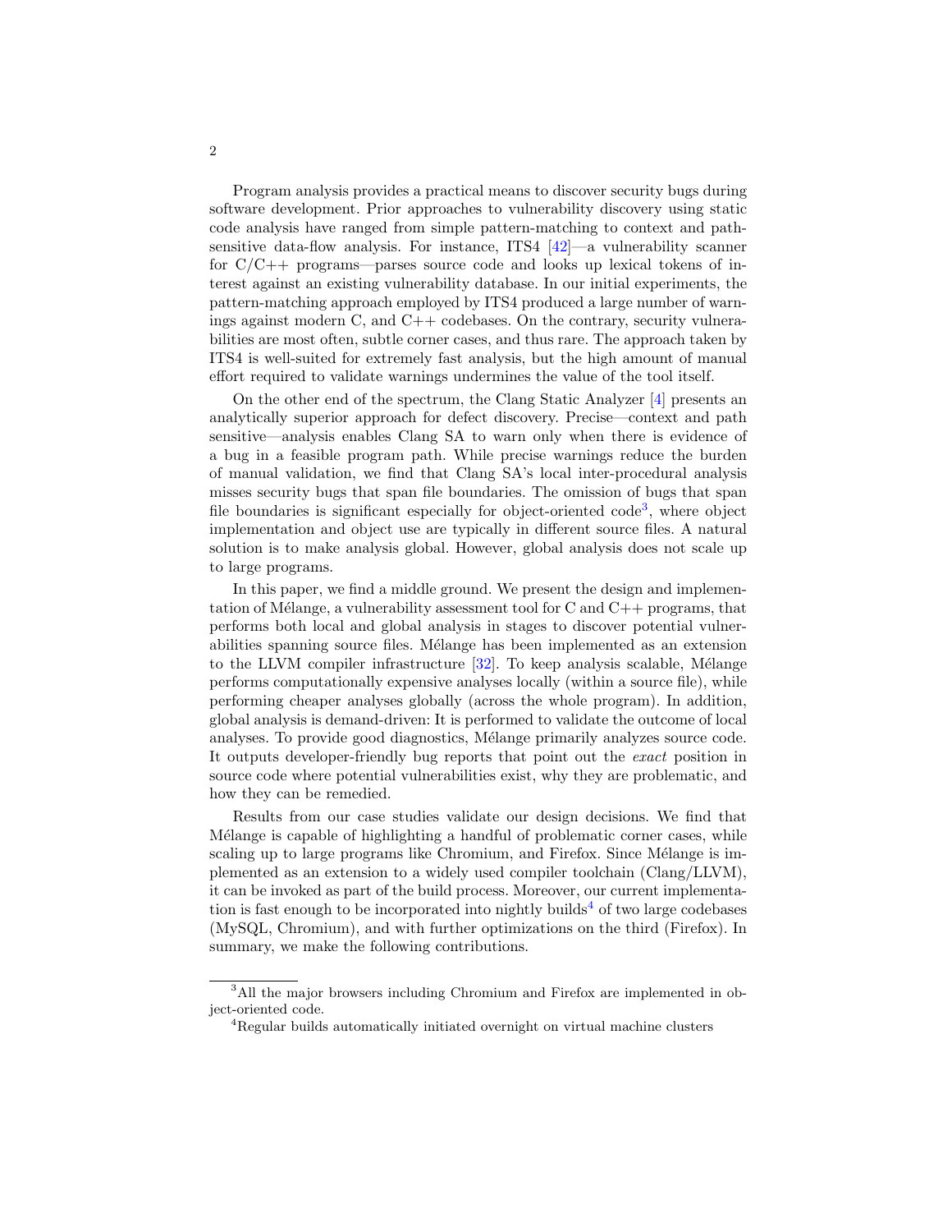Program analysis provides a practical means to discover security bugs during software development. Prior approaches to vulnerability discovery using static code analysis have ranged from simple pattern-matching to context and path-sensitive data-flow analysis. For instance, ITS4 [42]—a vulnerability scanner for C/C++ programs—parses source code and looks up lexical tokens of interest against an existing vulnerability database. In our initial experiments, the pattern-matching approach employed by ITS4 produced a large number of warnings against modern C, and C++ codebases. On the contrary, security vulnerabilities are most often, subtle corner cases, and thus rare. The approach taken by ITS4 is well-suited for extremely fast analysis, but the high amount of manual effort required to validate warnings undermines the value of the tool itself.

On the other end of the spectrum, the Clang Static Analyzer [4] presents an analytically superior approach for defect discovery. Precise—context and path sensitive—analysis enables Clang SA to warn only when there is evidence of a bug in a feasible program path. While precise warnings reduce the burden of manual validation, we find that Clang SA's local inter-procedural analysis misses security bugs that span file boundaries. The omission of bugs that span file boundaries is significant especially for object-oriented code[3], where object implementation and object use are typically in different source files. A natural solution is to make analysis global. However, global analysis does not scale up to large programs.

In this paper, we find a middle ground. We present the design and implementation of Mélange, a vulnerability assessment tool for C and C++ programs, that performs both local and global analysis in stages to discover potential vulnerabilities spanning source files. Mélange has been implemented as an extension to the LLVM compiler infrastructure [32]. To keep analysis scalable, Mélange performs computationally expensive analyses locally (within a source file), while performing cheaper analyses globally (across the whole program). In addition, global analysis is demand-driven: It is performed to validate the outcome of local analyses. To provide good diagnostics, Mélange primarily analyzes source code. It outputs developer-friendly bug reports that point out the *exact* position in source code where potential vulnerabilities exist, why they are problematic, and how they can be remedied.

Results from our case studies validate our design decisions. We find that Mélange is capable of highlighting a handful of problematic corner cases, while scaling up to large programs like Chromium, and Firefox. Since Mélange is implemented as an extension to a widely used compiler toolchain (Clang/LLVM), it can be invoked as part of the build process. Moreover, our current implementation is fast enough to be incorporated into nightly builds[4] of two large codebases (MySQL, Chromium), and with further optimizations on the third (Firefox). In summary, we make the following contributions.

[3] All the major browsers including Chromium and Firefox are implemented in object-oriented code.

[4] Regular builds automatically initiated overnight on virtual machine clusters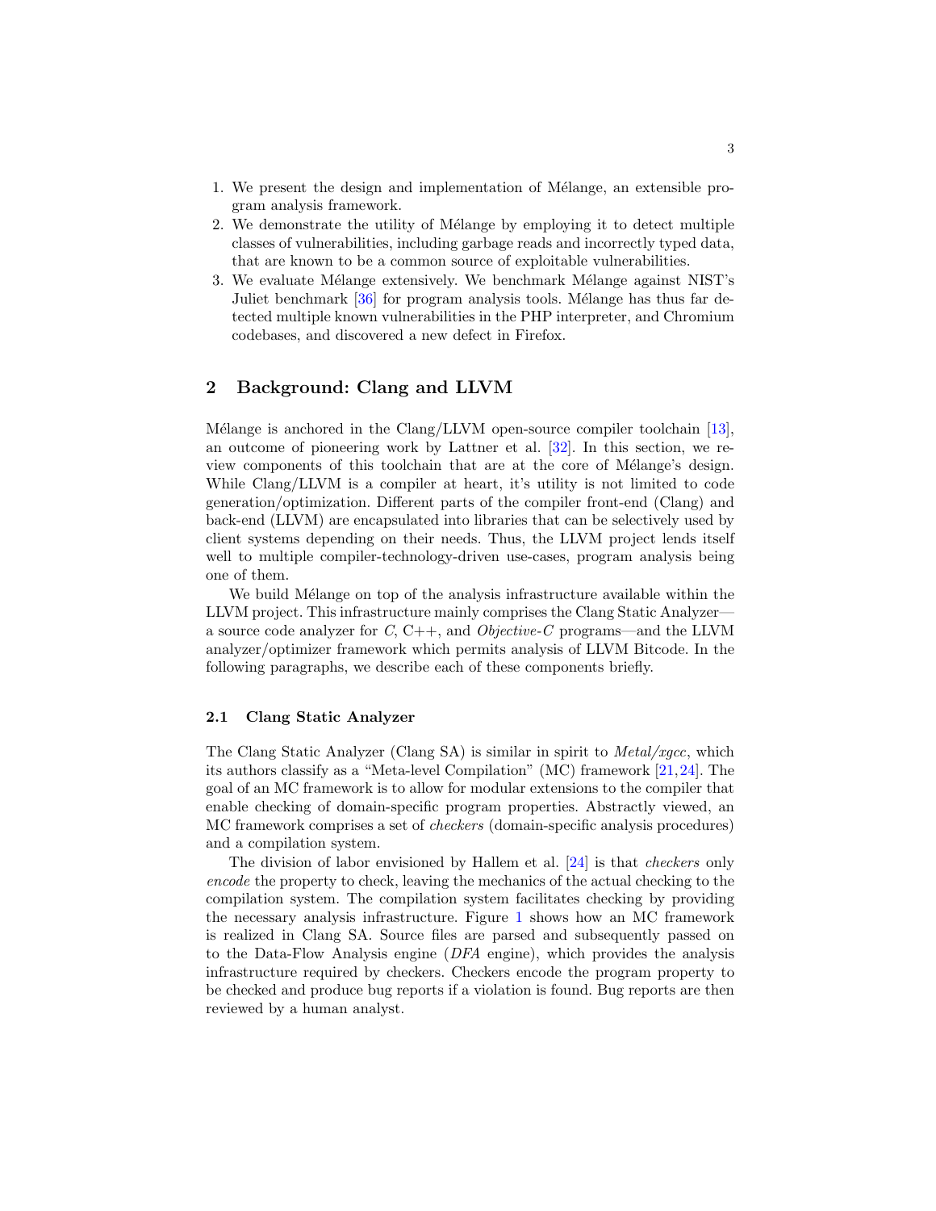1. We present the design and implementation of Mélange, an extensible program analysis framework.
2. We demonstrate the utility of Mélange by employing it to detect multiple classes of vulnerabilities, including garbage reads and incorrectly typed data, that are known to be a common source of exploitable vulnerabilities.
3. We evaluate Mélange extensively. We benchmark Mélange against NIST's Juliet benchmark [36] for program analysis tools. Mélange has thus far detected multiple known vulnerabilities in the PHP interpreter, and Chromium codebases, and discovered a new defect in Firefox.

## 2 Background: Clang and LLVM

Mélange is anchored in the Clang/LLVM open-source compiler toolchain [13], an outcome of pioneering work by Lattner et al. [32]. In this section, we review components of this toolchain that are at the core of Mélange's design. While Clang/LLVM is a compiler at heart, it's utility is not limited to code generation/optimization. Different parts of the compiler front-end (Clang) and back-end (LLVM) are encapsulated into libraries that can be selectively used by client systems depending on their needs. Thus, the LLVM project lends itself well to multiple compiler-technology-driven use-cases, program analysis being one of them.

We build Mélange on top of the analysis infrastructure available within the LLVM project. This infrastructure mainly comprises the Clang Static Analyzer—a source code analyzer for *C*, C++, and *Objective-C* programs—and the LLVM analyzer/optimizer framework which permits analysis of LLVM Bitcode. In the following paragraphs, we describe each of these components briefly.

### 2.1 Clang Static Analyzer

The Clang Static Analyzer (Clang SA) is similar in spirit to *Metal/xgcc*, which its authors classify as a "Meta-level Compilation" (MC) framework [21,24]. The goal of an MC framework is to allow for modular extensions to the compiler that enable checking of domain-specific program properties. Abstractly viewed, an MC framework comprises a set of *checkers* (domain-specific analysis procedures) and a compilation system.

The division of labor envisioned by Hallem et al. [24] is that *checkers* only *encode* the property to check, leaving the mechanics of the actual checking to the compilation system. The compilation system facilitates checking by providing the necessary analysis infrastructure. Figure 1 shows how an MC framework is realized in Clang SA. Source files are parsed and subsequently passed on to the Data-Flow Analysis engine (*DFA* engine), which provides the analysis infrastructure required by checkers. Checkers encode the program property to be checked and produce bug reports if a violation is found. Bug reports are then reviewed by a human analyst.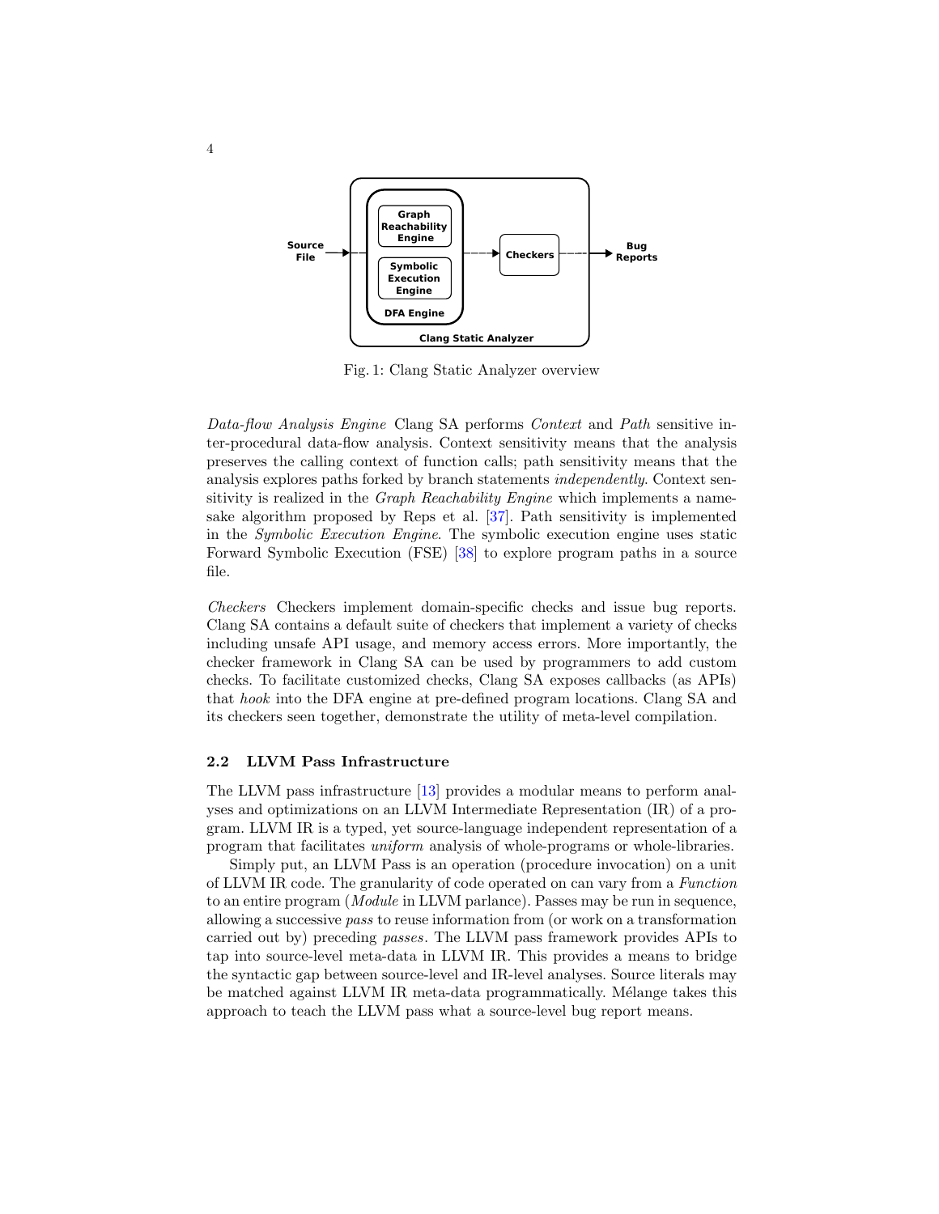Fig. 1: Clang Static Analyzer overview

*Data-flow Analysis Engine* Clang SA performs *Context* and *Path* sensitive inter-procedural data-flow analysis. Context sensitivity means that the analysis preserves the calling context of function calls; path sensitivity means that the analysis explores paths forked by branch statements *independently*. Context sensitivity is realized in the *Graph Reachability Engine* which implements a namesake algorithm proposed by Reps et al. [37]. Path sensitivity is implemented in the *Symbolic Execution Engine*. The symbolic execution engine uses static Forward Symbolic Execution (FSE) [38] to explore program paths in a source file.

*Checkers* Checkers implement domain-specific checks and issue bug reports. Clang SA contains a default suite of checkers that implement a variety of checks including unsafe API usage, and memory access errors. More importantly, the checker framework in Clang SA can be used by programmers to add custom checks. To facilitate customized checks, Clang SA exposes callbacks (as APIs) that *hook* into the DFA engine at pre-defined program locations. Clang SA and its checkers seen together, demonstrate the utility of meta-level compilation.

### 2.2 LLVM Pass Infrastructure

The LLVM pass infrastructure [13] provides a modular means to perform analyses and optimizations on an LLVM Intermediate Representation (IR) of a program. LLVM IR is a typed, yet source-language independent representation of a program that facilitates *uniform* analysis of whole-programs or whole-libraries.

Simply put, an LLVM Pass is an operation (procedure invocation) on a unit of LLVM IR code. The granularity of code operated on can vary from a *Function* to an entire program (*Module* in LLVM parlance). Passes may be run in sequence, allowing a successive *pass* to reuse information from (or work on a transformation carried out by) preceding *passes*. The LLVM pass framework provides APIs to tap into source-level meta-data in LLVM IR. This provides a means to bridge the syntactic gap between source-level and IR-level analyses. Source literals may be matched against LLVM IR meta-data programmatically. Mélange takes this approach to teach the LLVM pass what a source-level bug report means.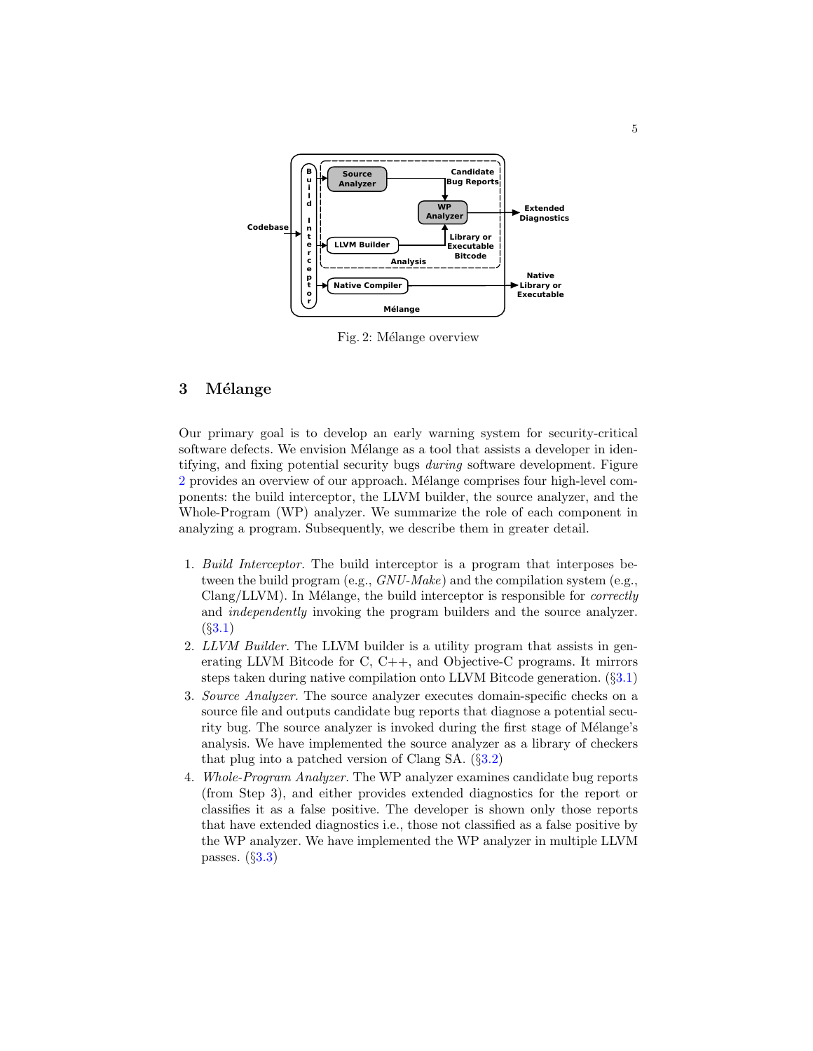Fig. 2: Mélange overview

## 3 Mélange

Our primary goal is to develop an early warning system for security-critical software defects. We envision Mélange as a tool that assists a developer in identifying, and fixing potential security bugs *during* software development. Figure 2 provides an overview of our approach. Mélange comprises four high-level components: the build interceptor, the LLVM builder, the source analyzer, and the Whole-Program (WP) analyzer. We summarize the role of each component in analyzing a program. Subsequently, we describe them in greater detail.

1. *Build Interceptor.* The build interceptor is a program that interposes between the build program (e.g., *GNU-Make*) and the compilation system (e.g., Clang/LLVM). In Mélange, the build interceptor is responsible for *correctly* and *independently* invoking the program builders and the source analyzer. (§3.1)
2. *LLVM Builder.* The LLVM builder is a utility program that assists in generating LLVM Bitcode for C, C++, and Objective-C programs. It mirrors steps taken during native compilation onto LLVM Bitcode generation. (§3.1)
3. *Source Analyzer.* The source analyzer executes domain-specific checks on a source file and outputs candidate bug reports that diagnose a potential security bug. The source analyzer is invoked during the first stage of Mélange's analysis. We have implemented the source analyzer as a library of checkers that plug into a patched version of Clang SA. (§3.2)
4. *Whole-Program Analyzer.* The WP analyzer examines candidate bug reports (from Step 3), and either provides extended diagnostics for the report or classifies it as a false positive. The developer is shown only those reports that have extended diagnostics i.e., those not classified as a false positive by the WP analyzer. We have implemented the WP analyzer in multiple LLVM passes. (§3.3)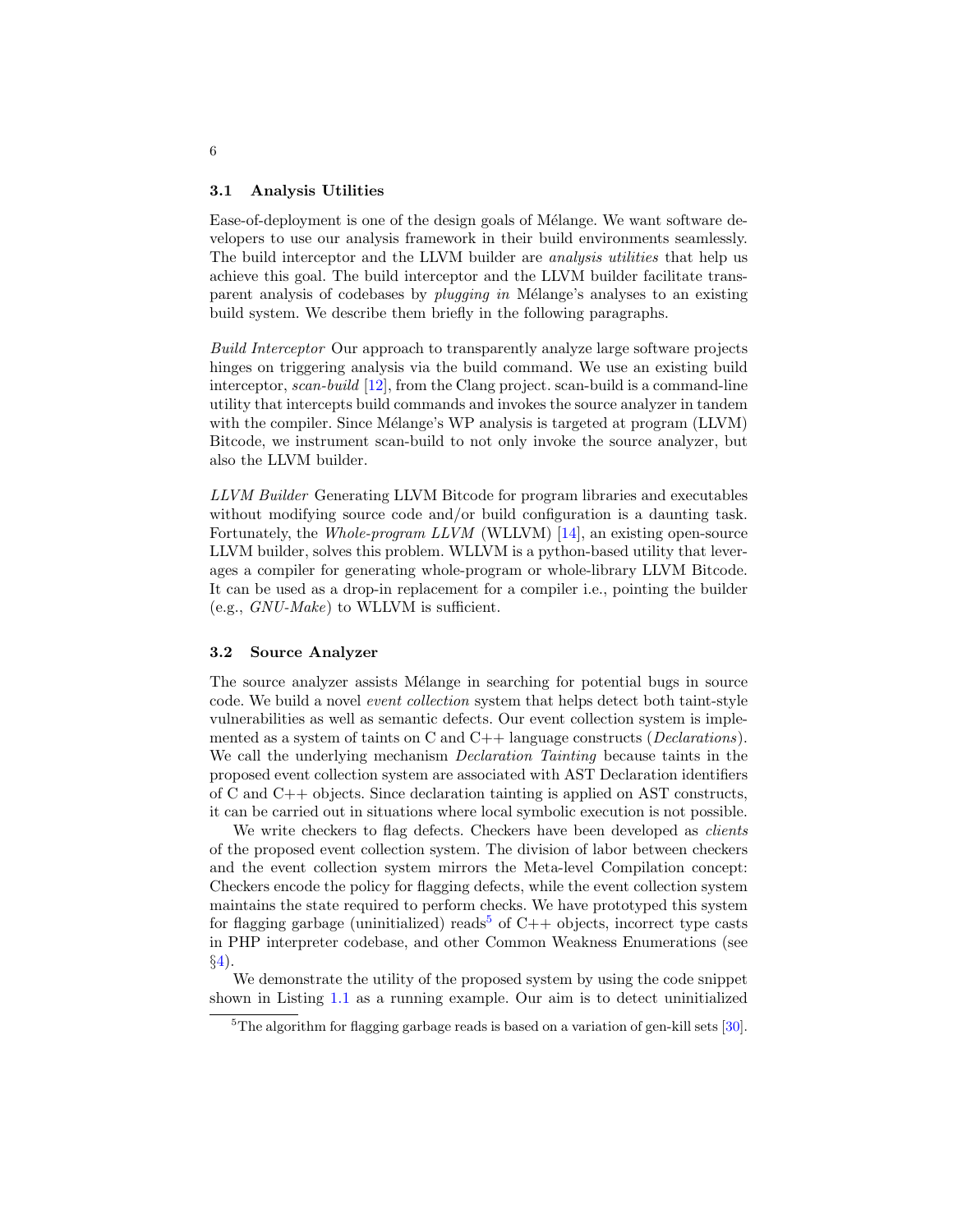### 3.1 Analysis Utilities

Ease-of-deployment is one of the design goals of Mélange. We want software developers to use our analysis framework in their build environments seamlessly. The build interceptor and the LLVM builder are *analysis utilities* that help us achieve this goal. The build interceptor and the LLVM builder facilitate transparent analysis of codebases by *plugging in* Mélange's analyses to an existing build system. We describe them briefly in the following paragraphs.

*Build Interceptor* Our approach to transparently analyze large software projects hinges on triggering analysis via the build command. We use an existing build interceptor, *scan-build* [12], from the Clang project. scan-build is a command-line utility that intercepts build commands and invokes the source analyzer in tandem with the compiler. Since Mélange's WP analysis is targeted at program (LLVM) Bitcode, we instrument scan-build to not only invoke the source analyzer, but also the LLVM builder.

*LLVM Builder* Generating LLVM Bitcode for program libraries and executables without modifying source code and/or build configuration is a daunting task. Fortunately, the *Whole-program LLVM* (WLLVM) [14], an existing open-source LLVM builder, solves this problem. WLLVM is a python-based utility that leverages a compiler for generating whole-program or whole-library LLVM Bitcode. It can be used as a drop-in replacement for a compiler i.e., pointing the builder (e.g., *GNU-Make*) to WLLVM is sufficient.

### 3.2 Source Analyzer

The source analyzer assists Mélange in searching for potential bugs in source code. We build a novel *event collection* system that helps detect both taint-style vulnerabilities as well as semantic defects. Our event collection system is implemented as a system of taints on C and C++ language constructs (*Declarations*). We call the underlying mechanism *Declaration Tainting* because taints in the proposed event collection system are associated with AST Declaration identifiers of C and C++ objects. Since declaration tainting is applied on AST constructs, it can be carried out in situations where local symbolic execution is not possible.

We write checkers to flag defects. Checkers have been developed as *clients* of the proposed event collection system. The division of labor between checkers and the event collection system mirrors the Meta-level Compilation concept: Checkers encode the policy for flagging defects, while the event collection system maintains the state required to perform checks. We have prototyped this system for flagging garbage (uninitialized) reads[5] of C++ objects, incorrect type casts in PHP interpreter codebase, and other Common Weakness Enumerations (see §4).

We demonstrate the utility of the proposed system by using the code snippet shown in Listing 1.1 as a running example. Our aim is to detect uninitialized

[5] The algorithm for flagging garbage reads is based on a variation of gen-kill sets [30].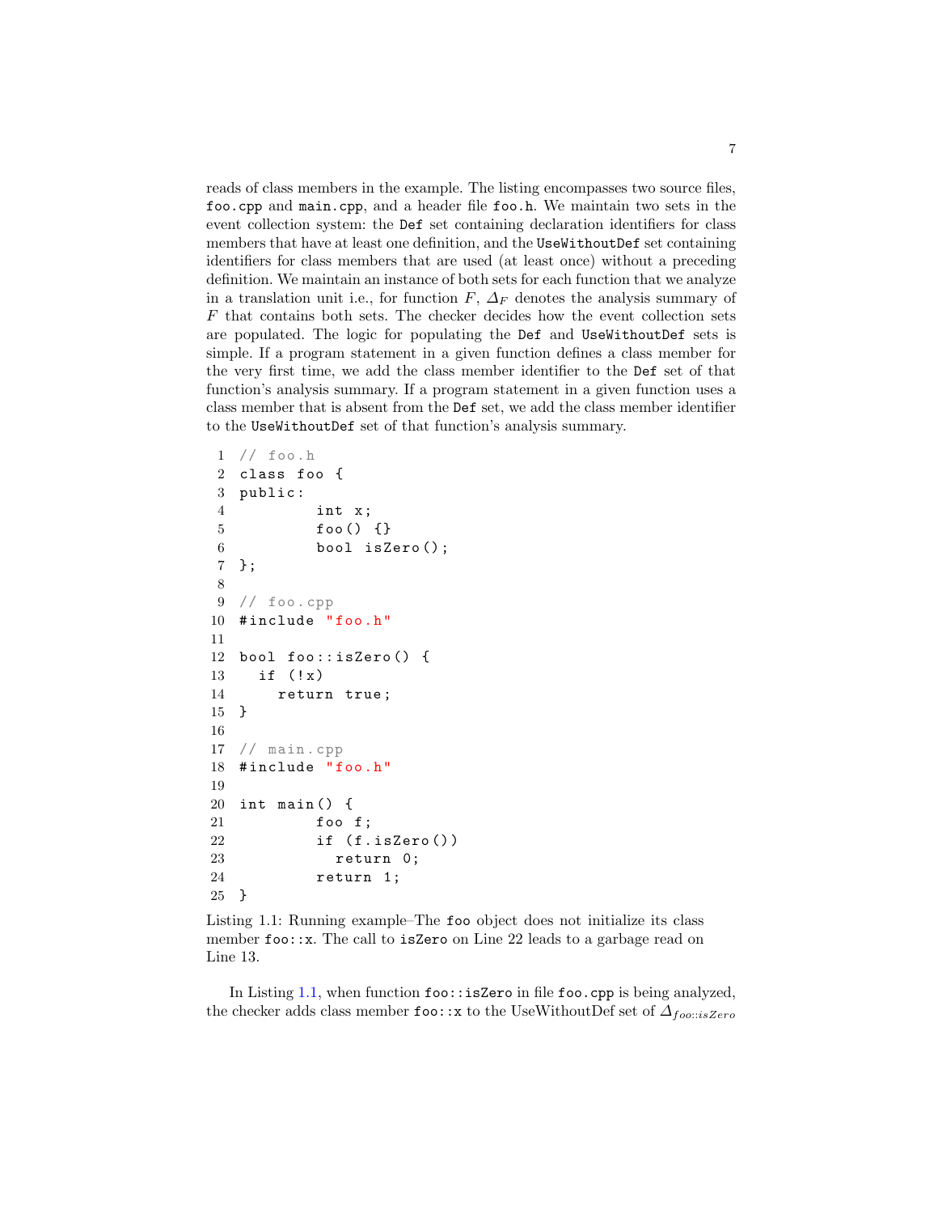reads of class members in the example. The listing encompasses two source files, `foo.cpp` and `main.cpp`, and a header file `foo.h`. We maintain two sets in the event collection system: the `Def` set containing declaration identifiers for class members that have at least one definition, and the `UseWithoutDef` set containing identifiers for class members that are used (at least once) without a preceding definition. We maintain an instance of both sets for each function that we analyze in a translation unit i.e., for function $F$, $\Delta_F$ denotes the analysis summary of $F$ that contains both sets. The checker decides how the event collection sets are populated. The logic for populating the `Def` and `UseWithoutDef` sets is simple. If a program statement in a given function defines a class member for the very first time, we add the class member identifier to the `Def` set of that function's analysis summary. If a program statement in a given function uses a class member that is absent from the `Def` set, we add the class member identifier to the `UseWithoutDef` set of that function's analysis summary.

```
1  // foo.h
2  class foo {
3  public:
4          int x;
5          foo() {}
6          bool isZero();
7  };
8
9  // foo.cpp
10 #include "foo.h"
11
12 bool foo::isZero() {
13   if (!x)
14     return true;
15 }
16
17 // main.cpp
18 #include "foo.h"
19
20 int main() {
21         foo f;
22         if (f.isZero())
23           return 0;
24         return 1;
25 }
```

Listing 1.1: Running example–The `foo` object does not initialize its class member `foo::x`. The call to `isZero` on Line 22 leads to a garbage read on Line 13.

In Listing 1.1, when function `foo::isZero` in file `foo.cpp` is being analyzed, the checker adds class member `foo::x` to the UseWithoutDef set of $\Delta_{foo::isZero}$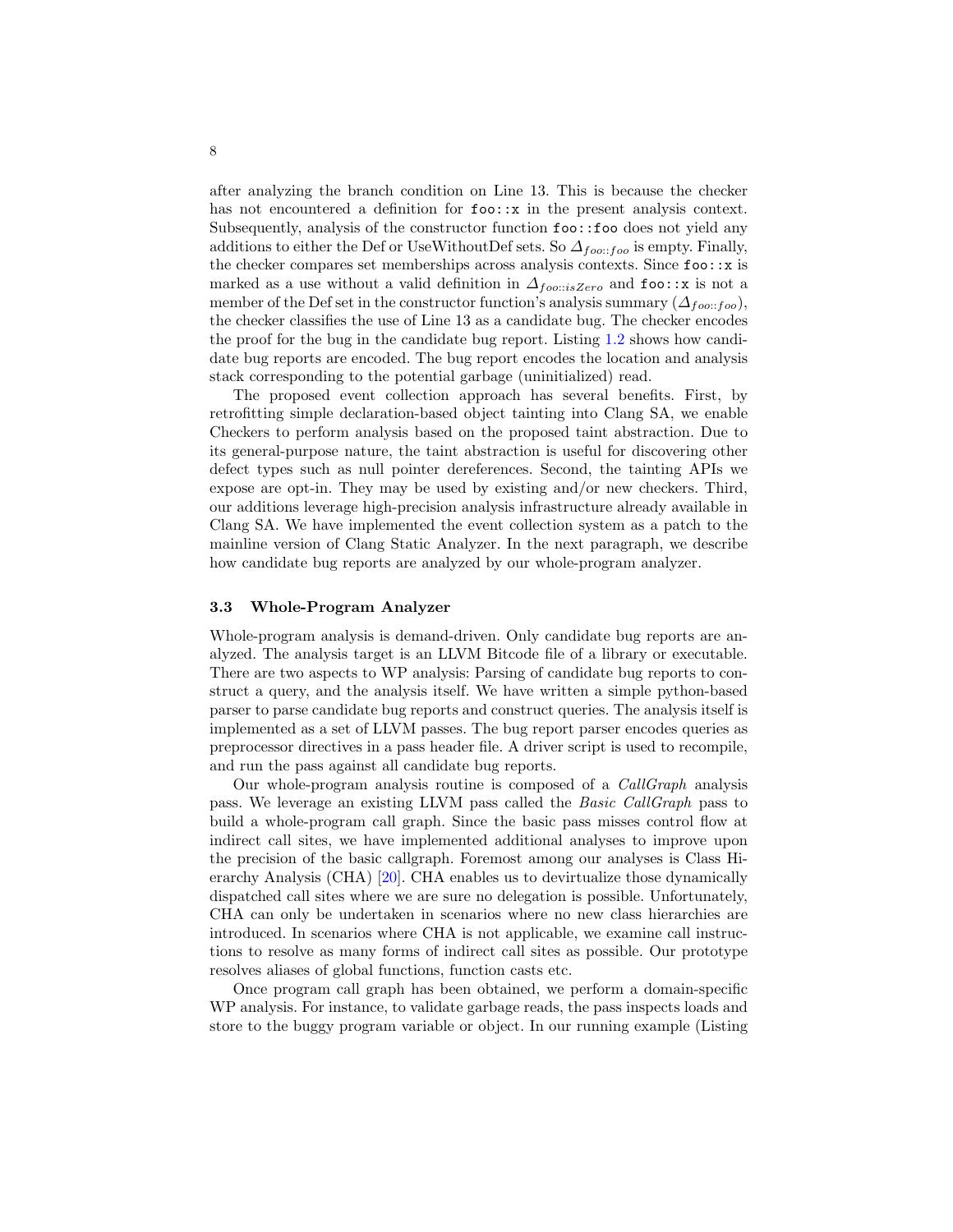after analyzing the branch condition on Line 13. This is because the checker has not encountered a definition for `foo::x` in the present analysis context. Subsequently, analysis of the constructor function `foo::foo` does not yield any additions to either the Def or UseWithoutDef sets. So $\Delta_{foo::foo}$ is empty. Finally, the checker compares set memberships across analysis contexts. Since `foo::x` is marked as a use without a valid definition in $\Delta_{foo::isZero}$ and `foo::x` is not a member of the Def set in the constructor function's analysis summary ($\Delta_{foo::foo}$), the checker classifies the use of Line 13 as a candidate bug. The checker encodes the proof for the bug in the candidate bug report. Listing 1.2 shows how candidate bug reports are encoded. The bug report encodes the location and analysis stack corresponding to the potential garbage (uninitialized) read.

The proposed event collection approach has several benefits. First, by retrofitting simple declaration-based object tainting into Clang SA, we enable Checkers to perform analysis based on the proposed taint abstraction. Due to its general-purpose nature, the taint abstraction is useful for discovering other defect types such as null pointer dereferences. Second, the tainting APIs we expose are opt-in. They may be used by existing and/or new checkers. Third, our additions leverage high-precision analysis infrastructure already available in Clang SA. We have implemented the event collection system as a patch to the mainline version of Clang Static Analyzer. In the next paragraph, we describe how candidate bug reports are analyzed by our whole-program analyzer.

### 3.3 Whole-Program Analyzer

Whole-program analysis is demand-driven. Only candidate bug reports are analyzed. The analysis target is an LLVM Bitcode file of a library or executable. There are two aspects to WP analysis: Parsing of candidate bug reports to construct a query, and the analysis itself. We have written a simple python-based parser to parse candidate bug reports and construct queries. The analysis itself is implemented as a set of LLVM passes. The bug report parser encodes queries as preprocessor directives in a pass header file. A driver script is used to recompile, and run the pass against all candidate bug reports.

Our whole-program analysis routine is composed of a *CallGraph* analysis pass. We leverage an existing LLVM pass called the *Basic CallGraph* pass to build a whole-program call graph. Since the basic pass misses control flow at indirect call sites, we have implemented additional analyses to improve upon the precision of the basic callgraph. Foremost among our analyses is Class Hierarchy Analysis (CHA) [20]. CHA enables us to devirtualize those dynamically dispatched call sites where we are sure no delegation is possible. Unfortunately, CHA can only be undertaken in scenarios where no new class hierarchies are introduced. In scenarios where CHA is not applicable, we examine call instructions to resolve as many forms of indirect call sites as possible. Our prototype resolves aliases of global functions, function casts etc.

Once program call graph has been obtained, we perform a domain-specific WP analysis. For instance, to validate garbage reads, the pass inspects loads and store to the buggy program variable or object. In our running example (Listing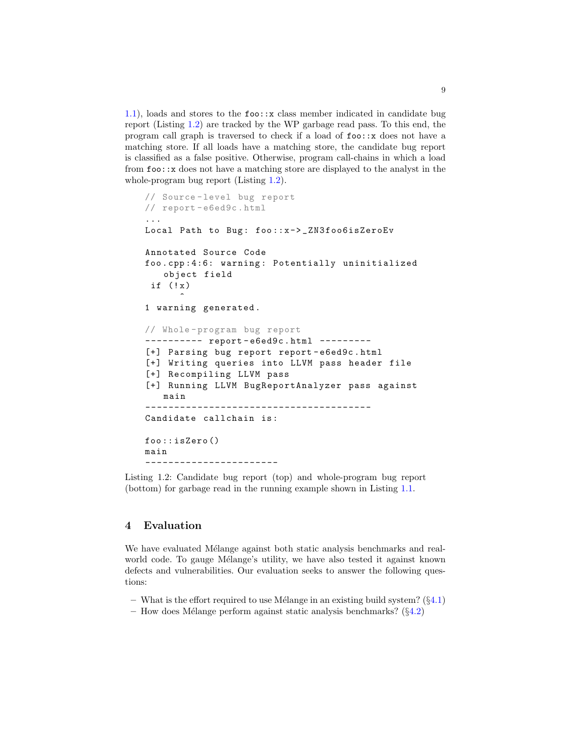1.1), loads and stores to the `foo::x` class member indicated in candidate bug report (Listing 1.2) are tracked by the WP garbage read pass. To this end, the program call graph is traversed to check if a load of `foo::x` does not have a matching store. If all loads have a matching store, the candidate bug report is classified as a false positive. Otherwise, program call-chains in which a load from `foo::x` does not have a matching store are displayed to the analyst in the whole-program bug report (Listing 1.2).

```
// Source-level bug report
// report-e6ed9c.html
...
Local Path to Bug: foo::x->_ZN3foo6isZeroEv

Annotated Source Code
foo.cpp:4:6: warning: Potentially uninitialized
    object field
 if (!x)
      ^
1 warning generated.

// Whole-program bug report
---------- report-e6ed9c.html ---------
[+] Parsing bug report report-e6ed9c.html
[+] Writing queries into LLVM pass header file
[+] Recompiling LLVM pass
[+] Running LLVM BugReportAnalyzer pass against
    main
---------------------------------------
Candidate callchain is:

foo::isZero()
main
-----------------------
```

Listing 1.2: Candidate bug report (top) and whole-program bug report (bottom) for garbage read in the running example shown in Listing 1.1.

## 4 Evaluation

We have evaluated Mélange against both static analysis benchmarks and real-world code. To gauge Mélange's utility, we have also tested it against known defects and vulnerabilities. Our evaluation seeks to answer the following questions:

- What is the effort required to use Mélange in an existing build system? (§4.1)
- How does Mélange perform against static analysis benchmarks? (§4.2)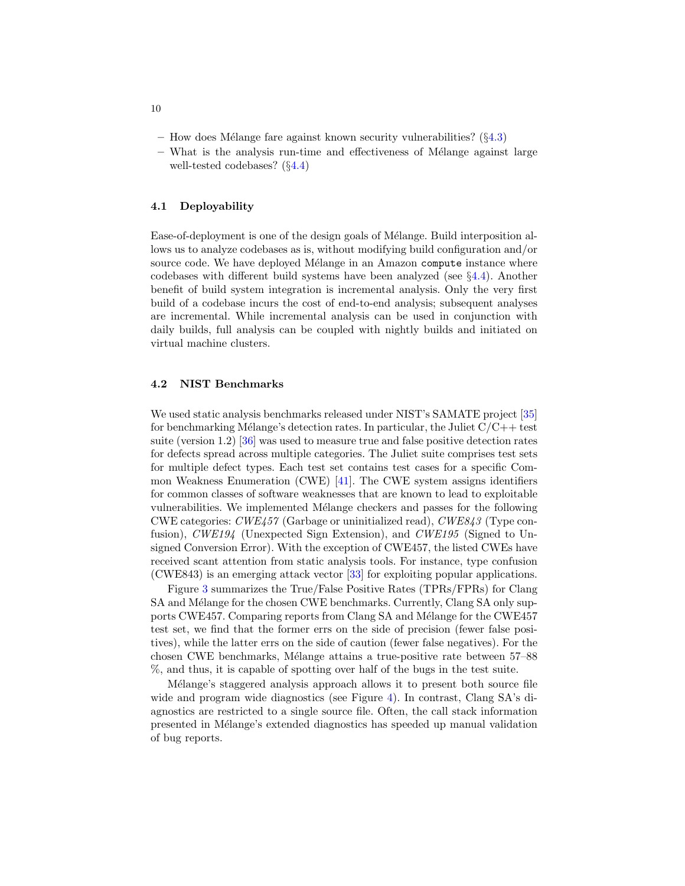- How does Mélange fare against known security vulnerabilities? (§4.3)
- What is the analysis run-time and effectiveness of Mélange against large well-tested codebases? (§4.4)

### 4.1 Deployability

Ease-of-deployment is one of the design goals of Mélange. Build interposition allows us to analyze codebases as is, without modifying build configuration and/or source code. We have deployed Mélange in an Amazon `compute` instance where codebases with different build systems have been analyzed (see §4.4). Another benefit of build system integration is incremental analysis. Only the very first build of a codebase incurs the cost of end-to-end analysis; subsequent analyses are incremental. While incremental analysis can be used in conjunction with daily builds, full analysis can be coupled with nightly builds and initiated on virtual machine clusters.

### 4.2 NIST Benchmarks

We used static analysis benchmarks released under NIST's SAMATE project [35] for benchmarking Mélange's detection rates. In particular, the Juliet C/C++ test suite (version 1.2) [36] was used to measure true and false positive detection rates for defects spread across multiple categories. The Juliet suite comprises test sets for multiple defect types. Each test set contains test cases for a specific Common Weakness Enumeration (CWE) [41]. The CWE system assigns identifiers for common classes of software weaknesses that are known to lead to exploitable vulnerabilities. We implemented Mélange checkers and passes for the following CWE categories: *CWE457* (Garbage or uninitialized read), *CWE843* (Type confusion), *CWE194* (Unexpected Sign Extension), and *CWE195* (Signed to Unsigned Conversion Error). With the exception of CWE457, the listed CWEs have received scant attention from static analysis tools. For instance, type confusion (CWE843) is an emerging attack vector [33] for exploiting popular applications.

Figure 3 summarizes the True/False Positive Rates (TPRs/FPRs) for Clang SA and Mélange for the chosen CWE benchmarks. Currently, Clang SA only supports CWE457. Comparing reports from Clang SA and Mélange for the CWE457 test set, we find that the former errs on the side of precision (fewer false positives), while the latter errs on the side of caution (fewer false negatives). For the chosen CWE benchmarks, Mélange attains a true-positive rate between 57–88 %, and thus, it is capable of spotting over half of the bugs in the test suite.

Mélange's staggered analysis approach allows it to present both source file wide and program wide diagnostics (see Figure 4). In contrast, Clang SA's diagnostics are restricted to a single source file. Often, the call stack information presented in Mélange's extended diagnostics has speeded up manual validation of bug reports.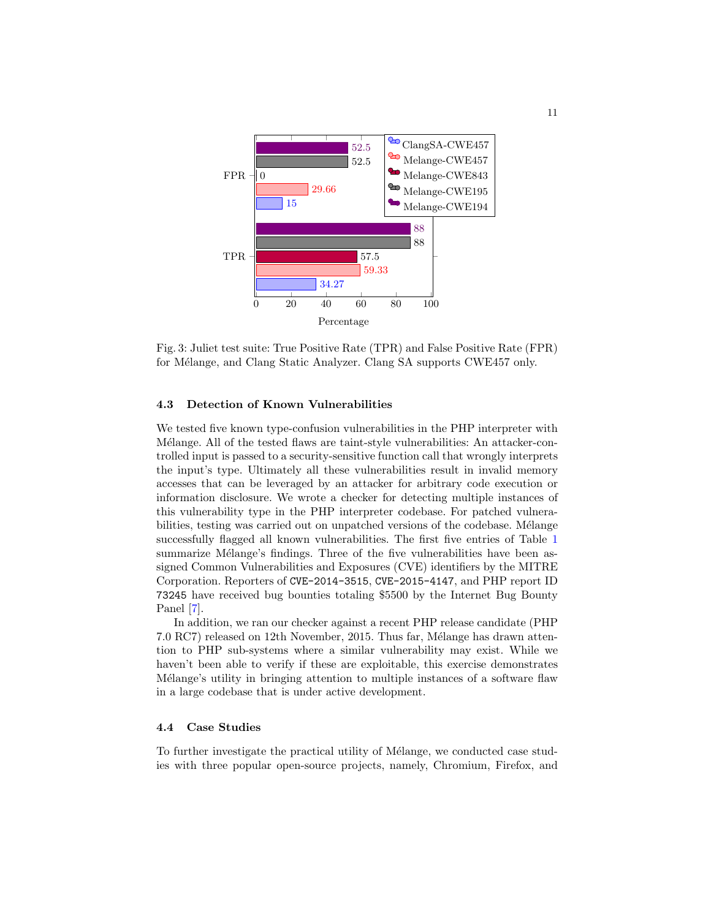Fig. 3: Juliet test suite: True Positive Rate (TPR) and False Positive Rate (FPR) for Mélange, and Clang Static Analyzer. Clang SA supports CWE457 only.

### 4.3 Detection of Known Vulnerabilities

We tested five known type-confusion vulnerabilities in the PHP interpreter with Mélange. All of the tested flaws are taint-style vulnerabilities: An attacker-controlled input is passed to a security-sensitive function call that wrongly interprets the input's type. Ultimately all these vulnerabilities result in invalid memory accesses that can be leveraged by an attacker for arbitrary code execution or information disclosure. We wrote a checker for detecting multiple instances of this vulnerability type in the PHP interpreter codebase. For patched vulnerabilities, testing was carried out on unpatched versions of the codebase. Mélange successfully flagged all known vulnerabilities. The first five entries of Table 1 summarize Mélange's findings. Three of the five vulnerabilities have been assigned Common Vulnerabilities and Exposures (CVE) identifiers by the MITRE Corporation. Reporters of `CVE-2014-3515`, `CVE-2015-4147`, and PHP report ID `73245` have received bug bounties totaling $5500 by the Internet Bug Bounty Panel [7].

In addition, we ran our checker against a recent PHP release candidate (PHP 7.0 RC7) released on 12th November, 2015. Thus far, Mélange has drawn attention to PHP sub-systems where a similar vulnerability may exist. While we haven't been able to verify if these are exploitable, this exercise demonstrates Mélange's utility in bringing attention to multiple instances of a software flaw in a large codebase that is under active development.

### 4.4 Case Studies

To further investigate the practical utility of Mélange, we conducted case studies with three popular open-source projects, namely, Chromium, Firefox, and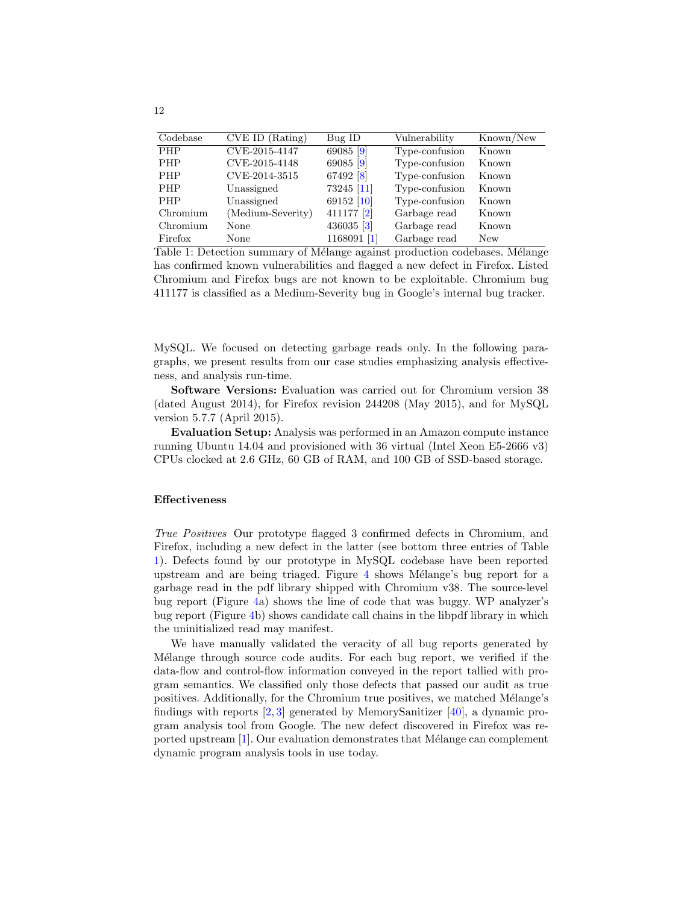| Codebase | CVE ID (Rating) | Bug ID | Vulnerability | Known/New |
|---|---|---|---|---|
| PHP | CVE-2015-4147 | 69085 [9] | Type-confusion | Known |
| PHP | CVE-2015-4148 | 69085 [9] | Type-confusion | Known |
| PHP | CVE-2014-3515 | 67492 [8] | Type-confusion | Known |
| PHP | Unassigned | 73245 [11] | Type-confusion | Known |
| PHP | Unassigned | 69152 [10] | Type-confusion | Known |
| Chromium | (Medium-Severity) | 411177 [2] | Garbage read | Known |
| Chromium | None | 436035 [3] | Garbage read | Known |
| Firefox | None | 1168091 [1] | Garbage read | New |

Table 1: Detection summary of Mélange against production codebases. Mélange has confirmed known vulnerabilities and flagged a new defect in Firefox. Listed Chromium and Firefox bugs are not known to be exploitable. Chromium bug 411177 is classified as a Medium-Severity bug in Google's internal bug tracker.

MySQL. We focused on detecting garbage reads only. In the following paragraphs, we present results from our case studies emphasizing analysis effectiveness, and analysis run-time.

**Software Versions:** Evaluation was carried out for Chromium version 38 (dated August 2014), for Firefox revision 244208 (May 2015), and for MySQL version 5.7.7 (April 2015).

**Evaluation Setup:** Analysis was performed in an Amazon compute instance running Ubuntu 14.04 and provisioned with 36 virtual (Intel Xeon E5-2666 v3) CPUs clocked at 2.6 GHz, 60 GB of RAM, and 100 GB of SSD-based storage.

#### Effectiveness

*True Positives* Our prototype flagged 3 confirmed defects in Chromium, and Firefox, including a new defect in the latter (see bottom three entries of Table 1). Defects found by our prototype in MySQL codebase have been reported upstream and are being triaged. Figure 4 shows Mélange's bug report for a garbage read in the pdf library shipped with Chromium v38. The source-level bug report (Figure 4a) shows the line of code that was buggy. WP analyzer's bug report (Figure 4b) shows candidate call chains in the libpdf library in which the uninitialized read may manifest.

We have manually validated the veracity of all bug reports generated by Mélange through source code audits. For each bug report, we verified if the data-flow and control-flow information conveyed in the report tallied with program semantics. We classified only those defects that passed our audit as true positives. Additionally, for the Chromium true positives, we matched Mélange's findings with reports [2, 3] generated by MemorySanitizer [40], a dynamic program analysis tool from Google. The new defect discovered in Firefox was reported upstream [1]. Our evaluation demonstrates that Mélange can complement dynamic program analysis tools in use today.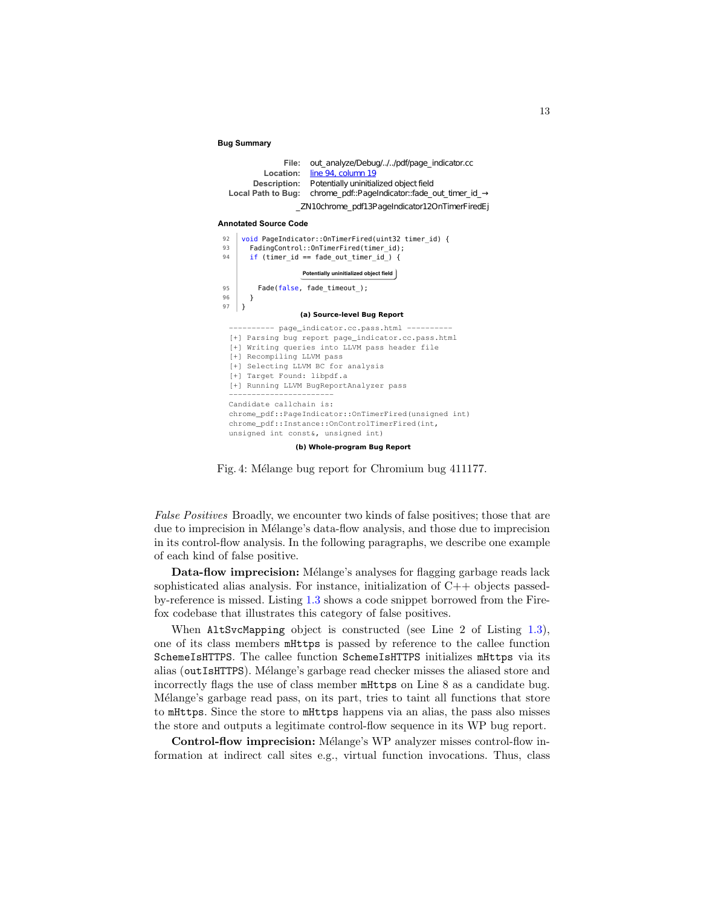**Bug Summary**

| | |
|---|---|
| **File:** | out_analyze/Debug/../../pdf/page_indicator.cc |
| **Location:** | line 94, column 19 |
| **Description:** | Potentially uninitialized object field |
| **Local Path to Bug:** | chrome_pdf::PageIndicator::fade_out_timer_id_→ _ZN10chrome_pdf13PageIndicator12OnTimerFiredEj |

**Annotated Source Code**

```
92  void PageIndicator::OnTimerFired(uint32 timer_id) {
93    FadingControl::OnTimerFired(timer_id);
94    if (timer_id == fade_out_timer_id_) {
                      Potentially uninitialized object field
95      Fade(false, fade_timeout_);
96    }
97  }
```

**(a) Source-level Bug Report**

```
---------- page_indicator.cc.pass.html ----------
[+] Parsing bug report page_indicator.cc.pass.html
[+] Writing queries into LLVM pass header file
[+] Recompiling LLVM pass
[+] Selecting LLVM BC for analysis
[+] Target Found: libpdf.a
[+] Running LLVM BugReportAnalyzer pass
-----------------------
Candidate callchain is:
chrome_pdf::PageIndicator::OnTimerFired(unsigned int)
chrome_pdf::Instance::OnControlTimerFired(int,
unsigned int const&, unsigned int)
```

**(b) Whole-program Bug Report**

Fig. 4: Mélange bug report for Chromium bug 411177.

*False Positives* Broadly, we encounter two kinds of false positives; those that are due to imprecision in Mélange's data-flow analysis, and those due to imprecision in its control-flow analysis. In the following paragraphs, we describe one example of each kind of false positive.

**Data-flow imprecision:** Mélange's analyses for flagging garbage reads lack sophisticated alias analysis. For instance, initialization of C++ objects passed-by-reference is missed. Listing 1.3 shows a code snippet borrowed from the Firefox codebase that illustrates this category of false positives.

When `AltSvcMapping` object is constructed (see Line 2 of Listing 1.3), one of its class members `mHttps` is passed by reference to the callee function `SchemeIsHTTPS`. The callee function `SchemeIsHTTPS` initializes `mHttps` via its alias (`outIsHTTPS`). Mélange's garbage read checker misses the aliased store and incorrectly flags the use of class member `mHttps` on Line 8 as a candidate bug. Mélange's garbage read pass, on its part, tries to taint all functions that store to `mHttps`. Since the store to `mHttps` happens via an alias, the pass also misses the store and outputs a legitimate control-flow sequence in its WP bug report.

**Control-flow imprecision:** Mélange's WP analyzer misses control-flow information at indirect call sites e.g., virtual function invocations. Thus, class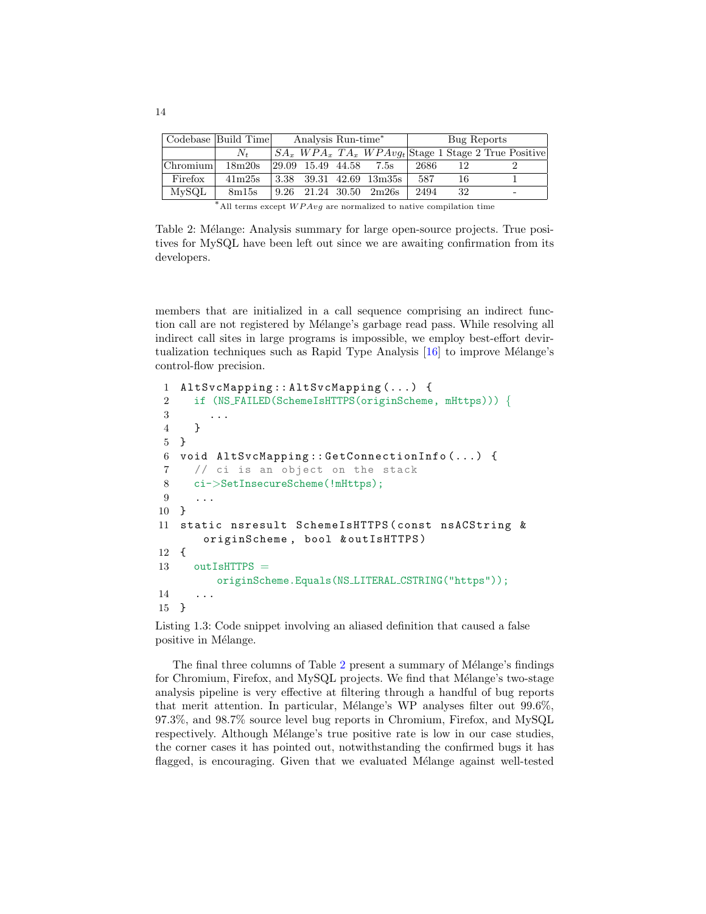| Codebase | Build Time | Analysis Run-time* | | | | Bug Reports | | |
|---|---|---|---|---|---|---|---|---|
| | $N_t$ | $SA_x$ | $WPA_x$ | $TA_x$ | $WPAvg_t$ | Stage 1 | Stage 2 | True Positive |
| Chromium | 18m20s | 29.09 | 15.49 | 44.58 | 7.5s | 2686 | 12 | 2 |
| Firefox | 41m25s | 3.38 | 39.31 | 42.69 | 13m35s | 587 | 16 | 1 |
| MySQL | 8m15s | 9.26 | 21.24 | 30.50 | 2m26s | 2494 | 32 | - |

*All terms except $WPAvg$ are normalized to native compilation time

Table 2: Mélange: Analysis summary for large open-source projects. True positives for MySQL have been left out since we are awaiting confirmation from its developers.

members that are initialized in a call sequence comprising an indirect function call are not registered by Mélange's garbage read pass. While resolving all indirect call sites in large programs is impossible, we employ best-effort devirtualization techniques such as Rapid Type Analysis [16] to improve Mélange's control-flow precision.

```
1  AltSvcMapping::AltSvcMapping(...) {
2    if (NS_FAILED(SchemeIsHTTPS(originScheme, mHttps))) {
3      ...
4    }
5  }
6  void AltSvcMapping::GetConnectionInfo(...) {
7    // ci is an object on the stack
8    ci->SetInsecureScheme(!mHttps);
9    ...
10 }
11 static nsresult SchemeIsHTTPS(const nsACString &
       originScheme, bool &outIsHTTPS)
12 {
13   outIsHTTPS =
         originScheme.Equals(NS_LITERAL_CSTRING("https"));
14   ...
15 }
```

Listing 1.3: Code snippet involving an aliased definition that caused a false positive in Mélange.

The final three columns of Table 2 present a summary of Mélange's findings for Chromium, Firefox, and MySQL projects. We find that Mélange's two-stage analysis pipeline is very effective at filtering through a handful of bug reports that merit attention. In particular, Mélange's WP analyses filter out 99.6%, 97.3%, and 98.7% source level bug reports in Chromium, Firefox, and MySQL respectively. Although Mélange's true positive rate is low in our case studies, the corner cases it has pointed out, notwithstanding the confirmed bugs it has flagged, is encouraging. Given that we evaluated Mélange against well-tested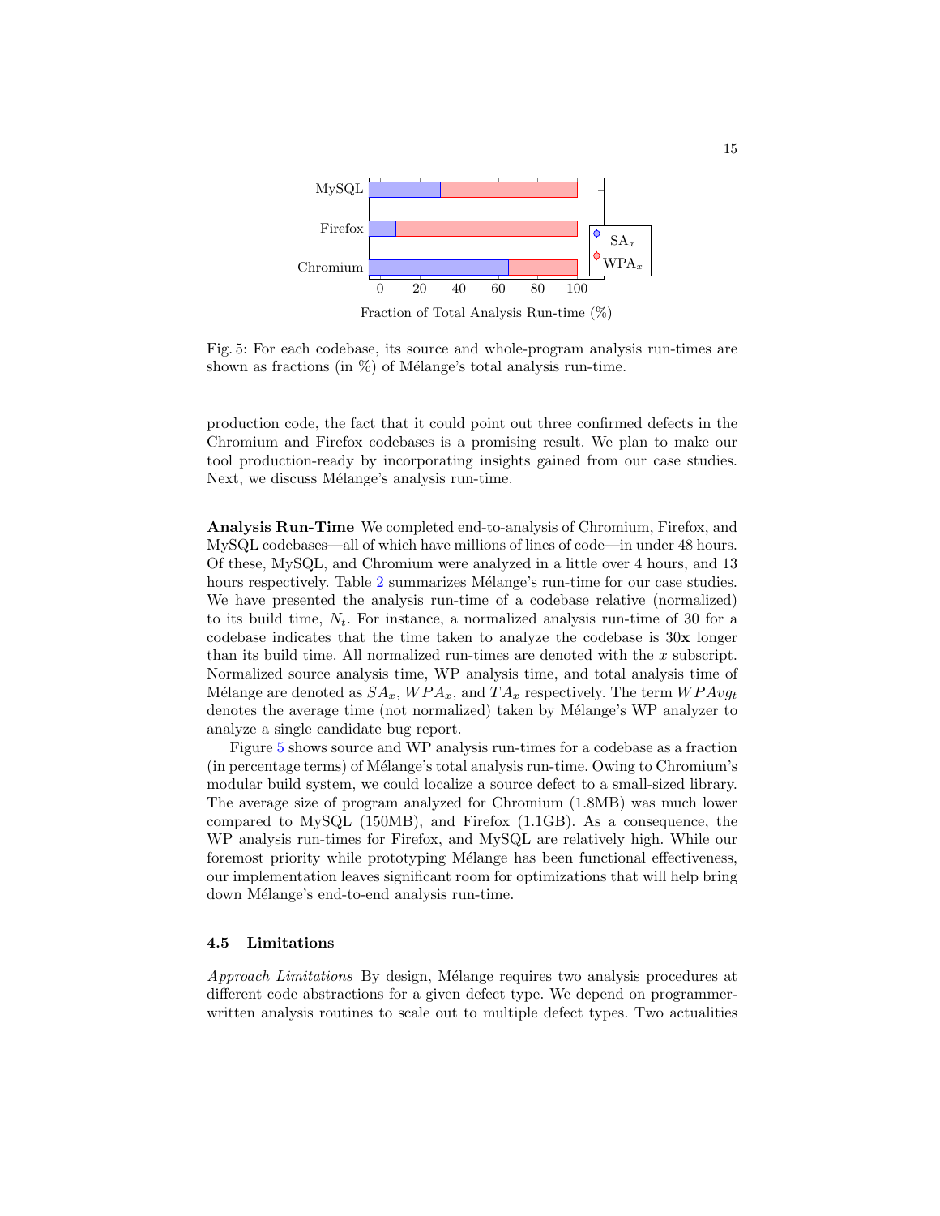Fig. 5: For each codebase, its source and whole-program analysis run-times are shown as fractions (in %) of Mélange's total analysis run-time.

production code, the fact that it could point out three confirmed defects in the Chromium and Firefox codebases is a promising result. We plan to make our tool production-ready by incorporating insights gained from our case studies. Next, we discuss Mélange's analysis run-time.

**Analysis Run-Time** We completed end-to-analysis of Chromium, Firefox, and MySQL codebases—all of which have millions of lines of code—in under 48 hours. Of these, MySQL, and Chromium were analyzed in a little over 4 hours, and 13 hours respectively. Table 2 summarizes Mélange's run-time for our case studies. We have presented the analysis run-time of a codebase relative (normalized) to its build time, $N_t$. For instance, a normalized analysis run-time of 30 for a codebase indicates that the time taken to analyze the codebase is 30**x** longer than its build time. All normalized run-times are denoted with the $x$ subscript. Normalized source analysis time, WP analysis time, and total analysis time of Mélange are denoted as $SA_x$, $WPA_x$, and $TA_x$ respectively. The term $WPAvg_t$ denotes the average time (not normalized) taken by Mélange's WP analyzer to analyze a single candidate bug report.

Figure 5 shows source and WP analysis run-times for a codebase as a fraction (in percentage terms) of Mélange's total analysis run-time. Owing to Chromium's modular build system, we could localize a source defect to a small-sized library. The average size of program analyzed for Chromium (1.8MB) was much lower compared to MySQL (150MB), and Firefox (1.1GB). As a consequence, the WP analysis run-times for Firefox, and MySQL are relatively high. While our foremost priority while prototyping Mélange has been functional effectiveness, our implementation leaves significant room for optimizations that will help bring down Mélange's end-to-end analysis run-time.

### 4.5 Limitations

*Approach Limitations* By design, Mélange requires two analysis procedures at different code abstractions for a given defect type. We depend on programmer-written analysis routines to scale out to multiple defect types. Two actualities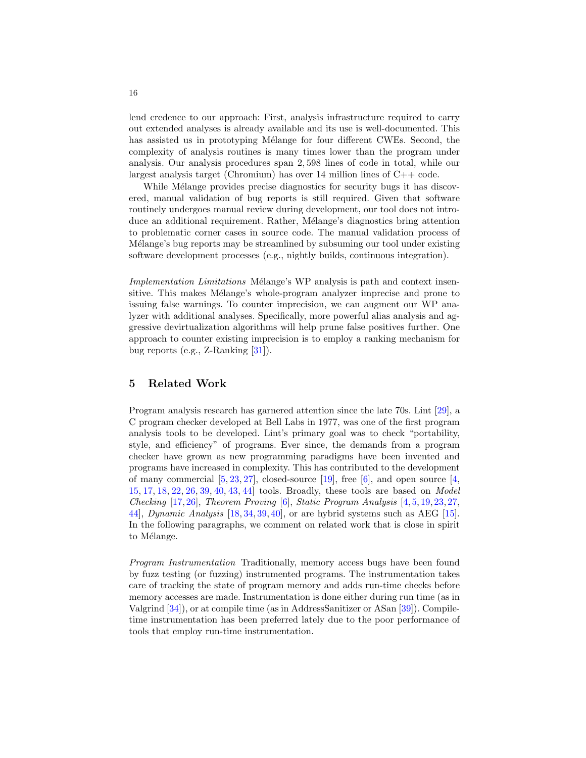lend credence to our approach: First, analysis infrastructure required to carry out extended analyses is already available and its use is well-documented. This has assisted us in prototyping Mélange for four different CWEs. Second, the complexity of analysis routines is many times lower than the program under analysis. Our analysis procedures span 2,598 lines of code in total, while our largest analysis target (Chromium) has over 14 million lines of C++ code.

While Mélange provides precise diagnostics for security bugs it has discovered, manual validation of bug reports is still required. Given that software routinely undergoes manual review during development, our tool does not introduce an additional requirement. Rather, Mélange's diagnostics bring attention to problematic corner cases in source code. The manual validation process of Mélange's bug reports may be streamlined by subsuming our tool under existing software development processes (e.g., nightly builds, continuous integration).

*Implementation Limitations* Mélange's WP analysis is path and context insensitive. This makes Mélange's whole-program analyzer imprecise and prone to issuing false warnings. To counter imprecision, we can augment our WP analyzer with additional analyses. Specifically, more powerful alias analysis and aggressive devirtualization algorithms will help prune false positives further. One approach to counter existing imprecision is to employ a ranking mechanism for bug reports (e.g., Z-Ranking [31]).

## 5 Related Work

Program analysis research has garnered attention since the late 70s. Lint [29], a C program checker developed at Bell Labs in 1977, was one of the first program analysis tools to be developed. Lint's primary goal was to check "portability, style, and efficiency" of programs. Ever since, the demands from a program checker have grown as new programming paradigms have been invented and programs have increased in complexity. This has contributed to the development of many commercial [5,23,27], closed-source [19], free [6], and open source [4, 15, 17, 18, 22, 26, 39, 40, 43, 44] tools. Broadly, these tools are based on *Model Checking* [17,26], *Theorem Proving* [6], *Static Program Analysis* [4,5,19,23,27, 44], *Dynamic Analysis* [18,34,39,40], or are hybrid systems such as AEG [15]. In the following paragraphs, we comment on related work that is close in spirit to Mélange.

*Program Instrumentation* Traditionally, memory access bugs have been found by fuzz testing (or fuzzing) instrumented programs. The instrumentation takes care of tracking the state of program memory and adds run-time checks before memory accesses are made. Instrumentation is done either during run time (as in Valgrind [34]), or at compile time (as in AddressSanitizer or ASan [39]). Compile-time instrumentation has been preferred lately due to the poor performance of tools that employ run-time instrumentation.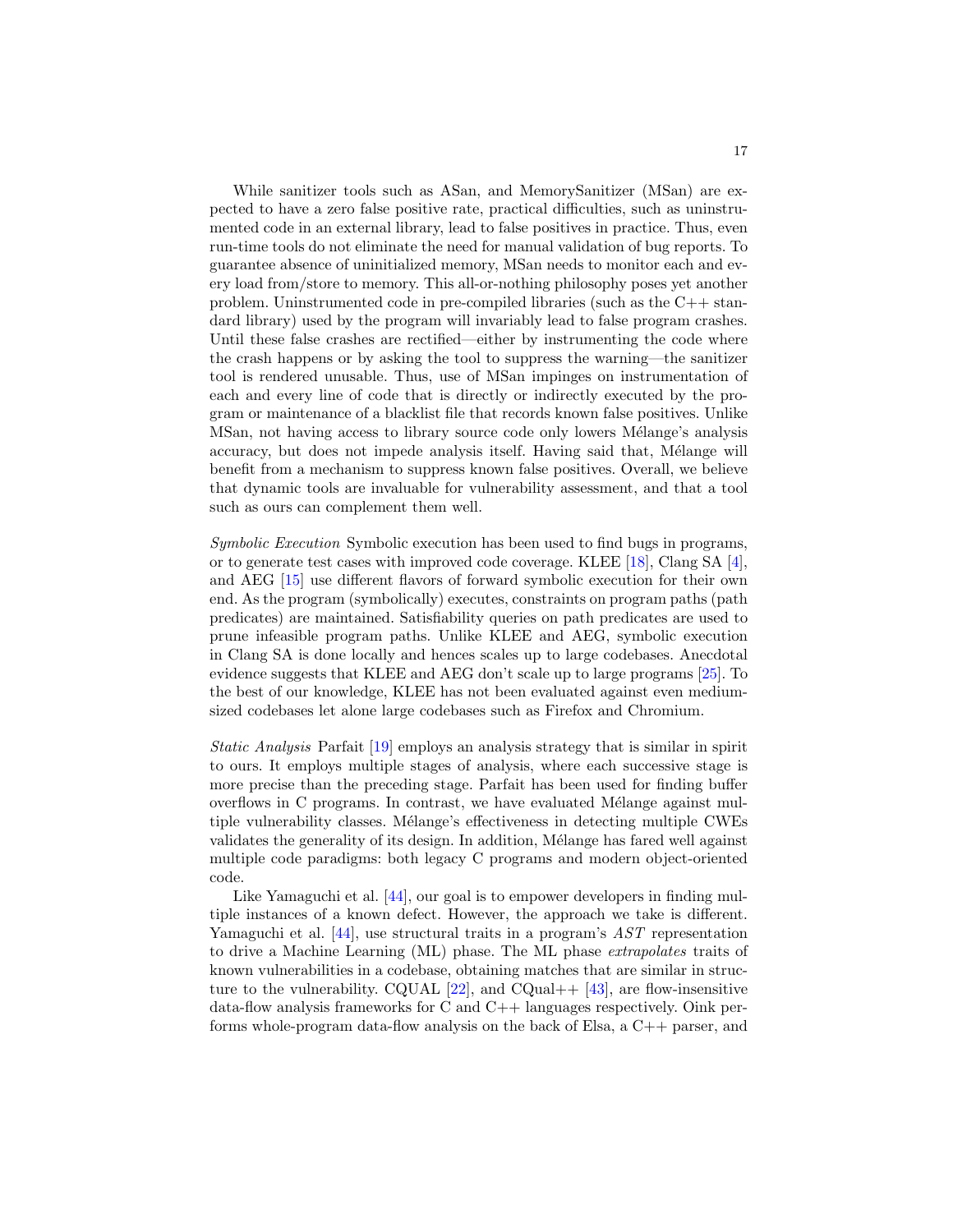While sanitizer tools such as ASan, and MemorySanitizer (MSan) are expected to have a zero false positive rate, practical difficulties, such as uninstrumented code in an external library, lead to false positives in practice. Thus, even run-time tools do not eliminate the need for manual validation of bug reports. To guarantee absence of uninitialized memory, MSan needs to monitor each and every load from/store to memory. This all-or-nothing philosophy poses yet another problem. Uninstrumented code in pre-compiled libraries (such as the C++ standard library) used by the program will invariably lead to false program crashes. Until these false crashes are rectified—either by instrumenting the code where the crash happens or by asking the tool to suppress the warning—the sanitizer tool is rendered unusable. Thus, use of MSan impinges on instrumentation of each and every line of code that is directly or indirectly executed by the program or maintenance of a blacklist file that records known false positives. Unlike MSan, not having access to library source code only lowers Mélange's analysis accuracy, but does not impede analysis itself. Having said that, Mélange will benefit from a mechanism to suppress known false positives. Overall, we believe that dynamic tools are invaluable for vulnerability assessment, and that a tool such as ours can complement them well.

*Symbolic Execution* Symbolic execution has been used to find bugs in programs, or to generate test cases with improved code coverage. KLEE [18], Clang SA [4], and AEG [15] use different flavors of forward symbolic execution for their own end. As the program (symbolically) executes, constraints on program paths (path predicates) are maintained. Satisfiability queries on path predicates are used to prune infeasible program paths. Unlike KLEE and AEG, symbolic execution in Clang SA is done locally and hences scales up to large codebases. Anecdotal evidence suggests that KLEE and AEG don't scale up to large programs [25]. To the best of our knowledge, KLEE has not been evaluated against even medium-sized codebases let alone large codebases such as Firefox and Chromium.

*Static Analysis* Parfait [19] employs an analysis strategy that is similar in spirit to ours. It employs multiple stages of analysis, where each successive stage is more precise than the preceding stage. Parfait has been used for finding buffer overflows in C programs. In contrast, we have evaluated Mélange against multiple vulnerability classes. Mélange's effectiveness in detecting multiple CWEs validates the generality of its design. In addition, Mélange has fared well against multiple code paradigms: both legacy C programs and modern object-oriented code.

Like Yamaguchi et al. [44], our goal is to empower developers in finding multiple instances of a known defect. However, the approach we take is different. Yamaguchi et al. [44], use structural traits in a program's *AST* representation to drive a Machine Learning (ML) phase. The ML phase *extrapolates* traits of known vulnerabilities in a codebase, obtaining matches that are similar in structure to the vulnerability. CQUAL [22], and CQual++ [43], are flow-insensitive data-flow analysis frameworks for C and C++ languages respectively. Oink performs whole-program data-flow analysis on the back of Elsa, a C++ parser, and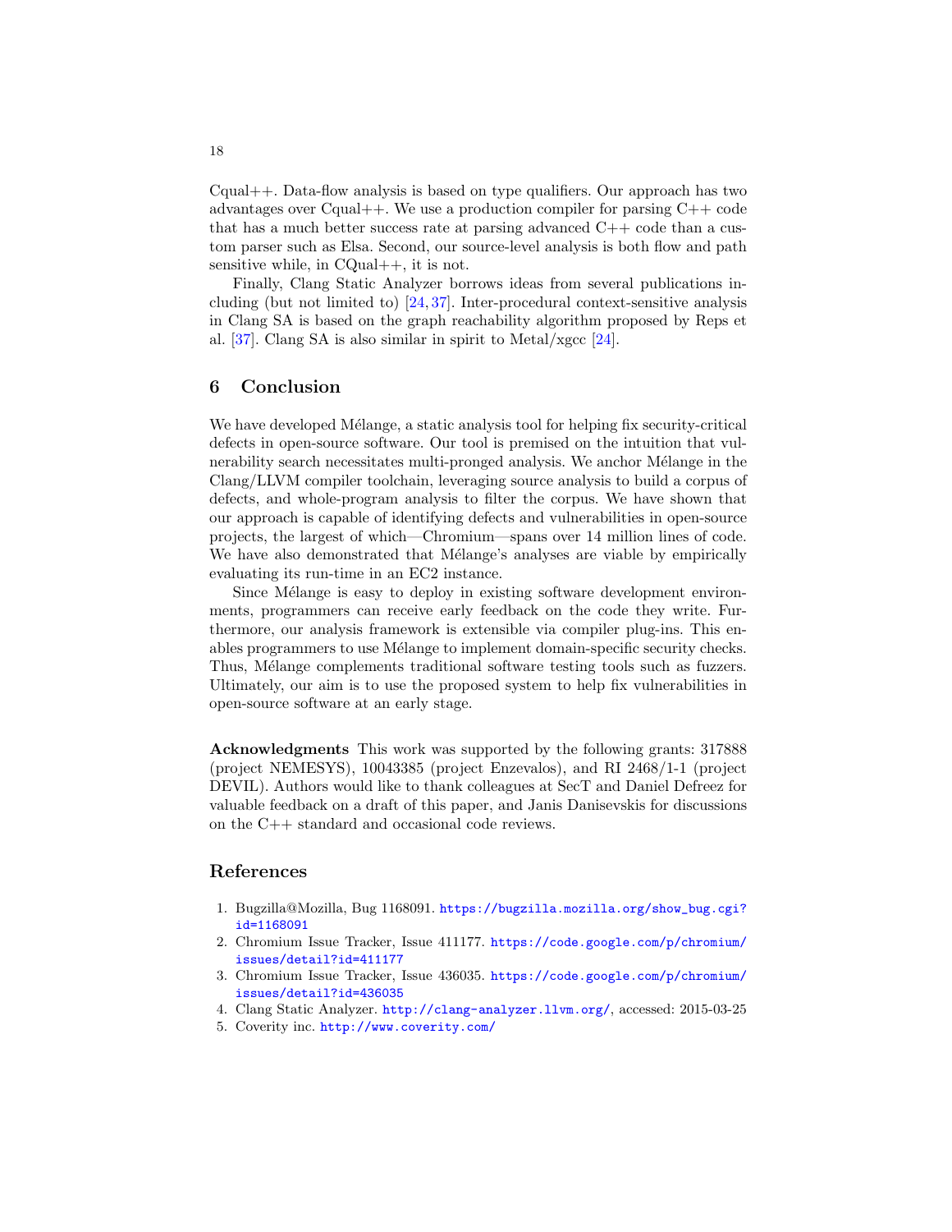Cqual++. Data-flow analysis is based on type qualifiers. Our approach has two advantages over Cqual++. We use a production compiler for parsing C++ code that has a much better success rate at parsing advanced C++ code than a custom parser such as Elsa. Second, our source-level analysis is both flow and path sensitive while, in CQual++, it is not.

Finally, Clang Static Analyzer borrows ideas from several publications including (but not limited to) [24, 37]. Inter-procedural context-sensitive analysis in Clang SA is based on the graph reachability algorithm proposed by Reps et al. [37]. Clang SA is also similar in spirit to Metal/xgcc [24].

## 6 Conclusion

We have developed Mélange, a static analysis tool for helping fix security-critical defects in open-source software. Our tool is premised on the intuition that vulnerability search necessitates multi-pronged analysis. We anchor Mélange in the Clang/LLVM compiler toolchain, leveraging source analysis to build a corpus of defects, and whole-program analysis to filter the corpus. We have shown that our approach is capable of identifying defects and vulnerabilities in open-source projects, the largest of which—Chromium—spans over 14 million lines of code. We have also demonstrated that Mélange's analyses are viable by empirically evaluating its run-time in an EC2 instance.

Since Mélange is easy to deploy in existing software development environments, programmers can receive early feedback on the code they write. Furthermore, our analysis framework is extensible via compiler plug-ins. This enables programmers to use Mélange to implement domain-specific security checks. Thus, Mélange complements traditional software testing tools such as fuzzers. Ultimately, our aim is to use the proposed system to help fix vulnerabilities in open-source software at an early stage.

**Acknowledgments** This work was supported by the following grants: 317888 (project NEMESYS), 10043385 (project Enzevalos), and RI 2468/1-1 (project DEVIL). Authors would like to thank colleagues at SecT and Daniel Defreez for valuable feedback on a draft of this paper, and Janis Danisevskis for discussions on the C++ standard and occasional code reviews.

## References

1. Bugzilla@Mozilla, Bug 1168091. https://bugzilla.mozilla.org/show_bug.cgi?id=1168091
2. Chromium Issue Tracker, Issue 411177. https://code.google.com/p/chromium/issues/detail?id=411177
3. Chromium Issue Tracker, Issue 436035. https://code.google.com/p/chromium/issues/detail?id=436035
4. Clang Static Analyzer. http://clang-analyzer.llvm.org/, accessed: 2015-03-25
5. Coverity inc. http://www.coverity.com/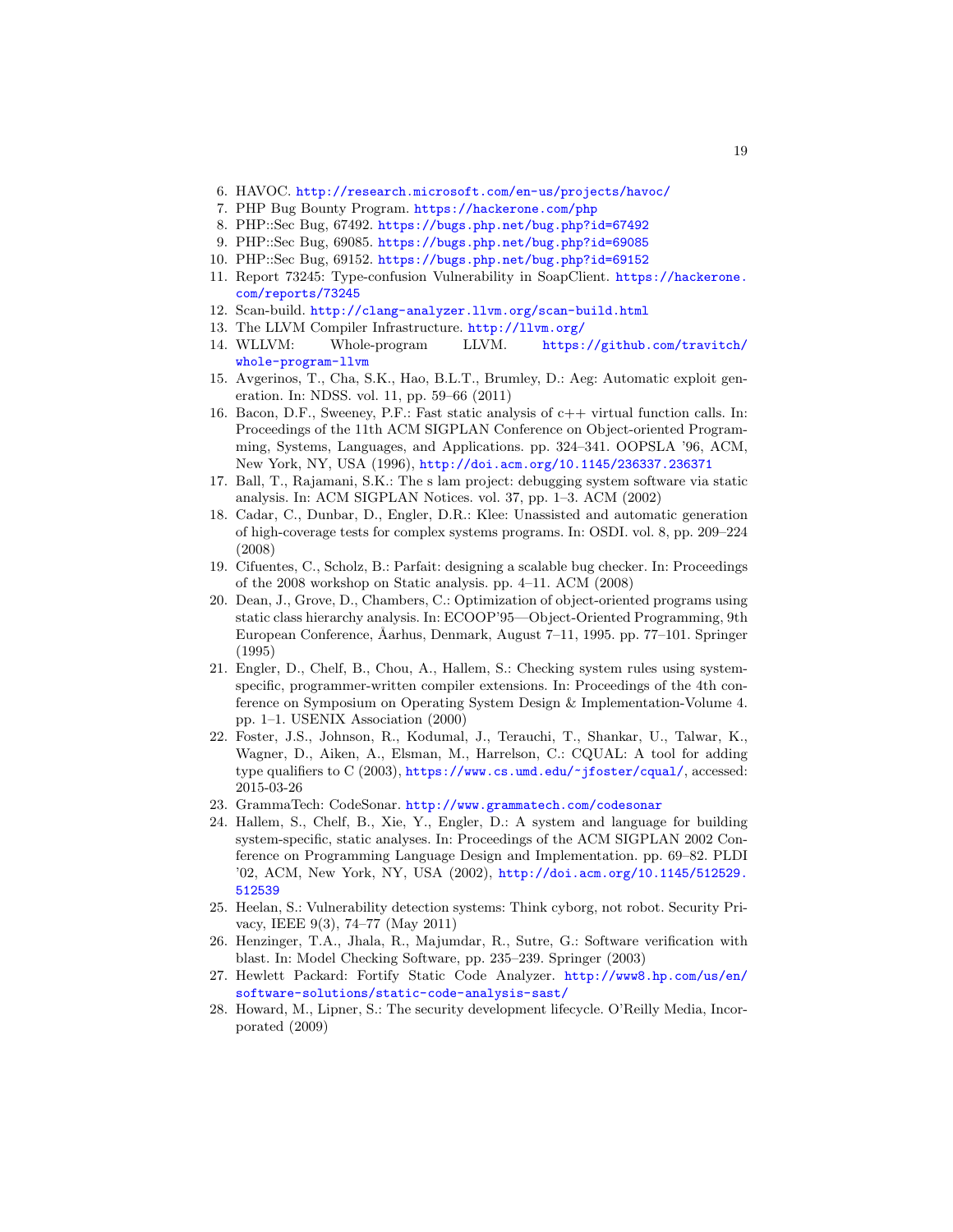6. HAVOC. http://research.microsoft.com/en-us/projects/havoc/
7. PHP Bug Bounty Program. https://hackerone.com/php
8. PHP::Sec Bug, 67492. https://bugs.php.net/bug.php?id=67492
9. PHP::Sec Bug, 69085. https://bugs.php.net/bug.php?id=69085
10. PHP::Sec Bug, 69152. https://bugs.php.net/bug.php?id=69152
11. Report 73245: Type-confusion Vulnerability in SoapClient. https://hackerone.com/reports/73245
12. Scan-build. http://clang-analyzer.llvm.org/scan-build.html
13. The LLVM Compiler Infrastructure. http://llvm.org/
14. WLLVM: Whole-program LLVM. https://github.com/travitch/whole-program-llvm
15. Avgerinos, T., Cha, S.K., Hao, B.L.T., Brumley, D.: Aeg: Automatic exploit generation. In: NDSS. vol. 11, pp. 59–66 (2011)
16. Bacon, D.F., Sweeney, P.F.: Fast static analysis of c++ virtual function calls. In: Proceedings of the 11th ACM SIGPLAN Conference on Object-oriented Programming, Systems, Languages, and Applications. pp. 324–341. OOPSLA '96, ACM, New York, NY, USA (1996), http://doi.acm.org/10.1145/236337.236371
17. Ball, T., Rajamani, S.K.: The s lam project: debugging system software via static analysis. In: ACM SIGPLAN Notices. vol. 37, pp. 1–3. ACM (2002)
18. Cadar, C., Dunbar, D., Engler, D.R.: Klee: Unassisted and automatic generation of high-coverage tests for complex systems programs. In: OSDI. vol. 8, pp. 209–224 (2008)
19. Cifuentes, C., Scholz, B.: Parfait: designing a scalable bug checker. In: Proceedings of the 2008 workshop on Static analysis. pp. 4–11. ACM (2008)
20. Dean, J., Grove, D., Chambers, C.: Optimization of object-oriented programs using static class hierarchy analysis. In: ECOOP'95—Object-Oriented Programming, 9th European Conference, Åarhus, Denmark, August 7–11, 1995. pp. 77–101. Springer (1995)
21. Engler, D., Chelf, B., Chou, A., Hallem, S.: Checking system rules using system-specific, programmer-written compiler extensions. In: Proceedings of the 4th conference on Symposium on Operating System Design & Implementation-Volume 4. pp. 1–1. USENIX Association (2000)
22. Foster, J.S., Johnson, R., Kodumal, J., Terauchi, T., Shankar, U., Talwar, K., Wagner, D., Aiken, A., Elsman, M., Harrelson, C.: CQUAL: A tool for adding type qualifiers to C (2003), https://www.cs.umd.edu/~jfoster/cqual/, accessed: 2015-03-26
23. GrammaTech: CodeSonar. http://www.grammatech.com/codesonar
24. Hallem, S., Chelf, B., Xie, Y., Engler, D.: A system and language for building system-specific, static analyses. In: Proceedings of the ACM SIGPLAN 2002 Conference on Programming Language Design and Implementation. pp. 69–82. PLDI '02, ACM, New York, NY, USA (2002), http://doi.acm.org/10.1145/512529.512539
25. Heelan, S.: Vulnerability detection systems: Think cyborg, not robot. Security Privacy, IEEE 9(3), 74–77 (May 2011)
26. Henzinger, T.A., Jhala, R., Majumdar, R., Sutre, G.: Software verification with blast. In: Model Checking Software, pp. 235–239. Springer (2003)
27. Hewlett Packard: Fortify Static Code Analyzer. http://www8.hp.com/us/en/software-solutions/static-code-analysis-sast/
28. Howard, M., Lipner, S.: The security development lifecycle. O'Reilly Media, Incorporated (2009)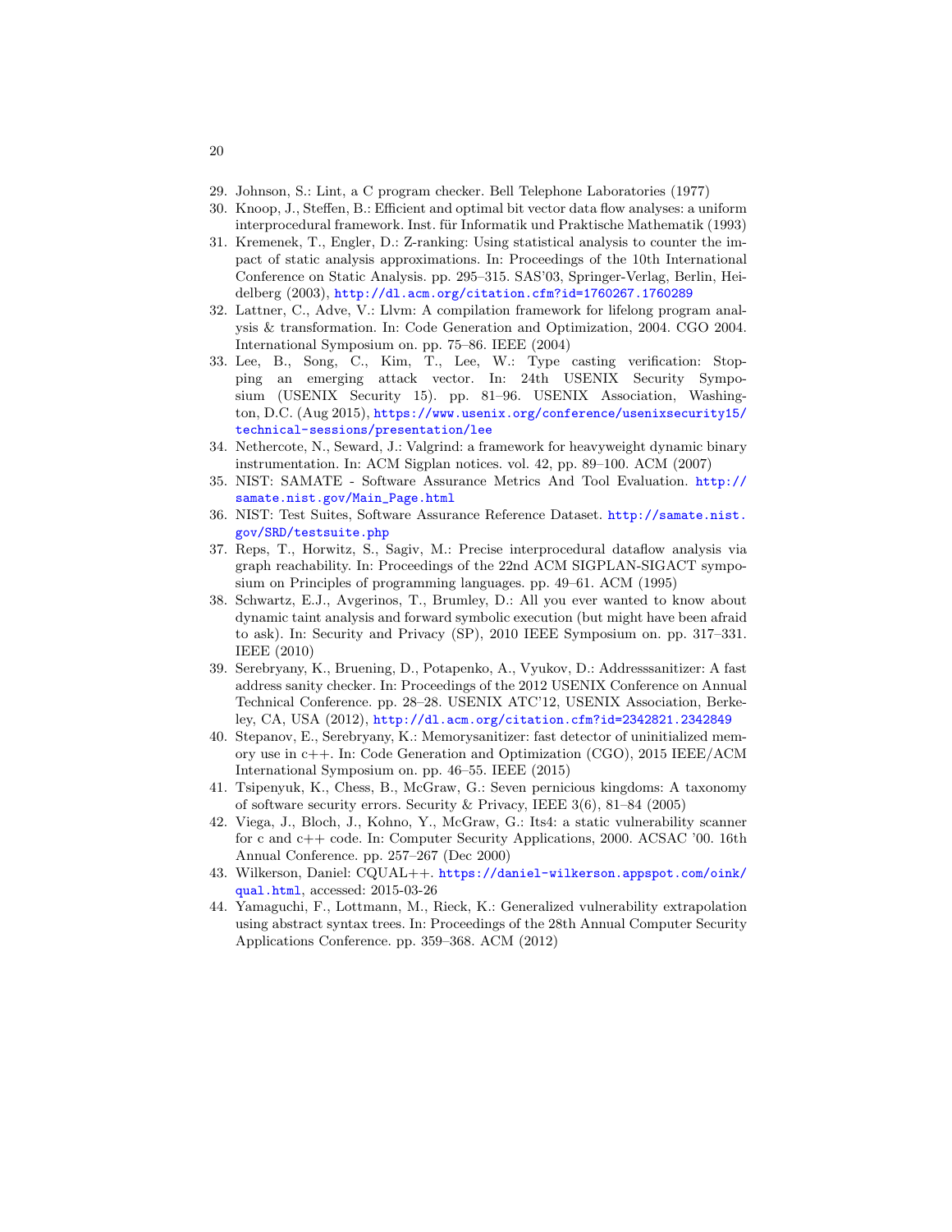29. Johnson, S.: Lint, a C program checker. Bell Telephone Laboratories (1977)
30. Knoop, J., Steffen, B.: Efficient and optimal bit vector data flow analyses: a uniform interprocedural framework. Inst. für Informatik und Praktische Mathematik (1993)
31. Kremenek, T., Engler, D.: Z-ranking: Using statistical analysis to counter the impact of static analysis approximations. In: Proceedings of the 10th International Conference on Static Analysis. pp. 295–315. SAS'03, Springer-Verlag, Berlin, Heidelberg (2003), http://dl.acm.org/citation.cfm?id=1760267.1760289
32. Lattner, C., Adve, V.: Llvm: A compilation framework for lifelong program analysis & transformation. In: Code Generation and Optimization, 2004. CGO 2004. International Symposium on. pp. 75–86. IEEE (2004)
33. Lee, B., Song, C., Kim, T., Lee, W.: Type casting verification: Stopping an emerging attack vector. In: 24th USENIX Security Symposium (USENIX Security 15). pp. 81–96. USENIX Association, Washington, D.C. (Aug 2015), https://www.usenix.org/conference/usenixsecurity15/technical-sessions/presentation/lee
34. Nethercote, N., Seward, J.: Valgrind: a framework for heavyweight dynamic binary instrumentation. In: ACM Sigplan notices. vol. 42, pp. 89–100. ACM (2007)
35. NIST: SAMATE - Software Assurance Metrics And Tool Evaluation. http://samate.nist.gov/Main_Page.html
36. NIST: Test Suites, Software Assurance Reference Dataset. http://samate.nist.gov/SRD/testsuite.php
37. Reps, T., Horwitz, S., Sagiv, M.: Precise interprocedural dataflow analysis via graph reachability. In: Proceedings of the 22nd ACM SIGPLAN-SIGACT symposium on Principles of programming languages. pp. 49–61. ACM (1995)
38. Schwartz, E.J., Avgerinos, T., Brumley, D.: All you ever wanted to know about dynamic taint analysis and forward symbolic execution (but might have been afraid to ask). In: Security and Privacy (SP), 2010 IEEE Symposium on. pp. 317–331. IEEE (2010)
39. Serebryany, K., Bruening, D., Potapenko, A., Vyukov, D.: Addresssanitizer: A fast address sanity checker. In: Proceedings of the 2012 USENIX Conference on Annual Technical Conference. pp. 28–28. USENIX ATC'12, USENIX Association, Berkeley, CA, USA (2012), http://dl.acm.org/citation.cfm?id=2342821.2342849
40. Stepanov, E., Serebryany, K.: Memorysanitizer: fast detector of uninitialized memory use in c++. In: Code Generation and Optimization (CGO), 2015 IEEE/ACM International Symposium on. pp. 46–55. IEEE (2015)
41. Tsipenyuk, K., Chess, B., McGraw, G.: Seven pernicious kingdoms: A taxonomy of software security errors. Security & Privacy, IEEE 3(6), 81–84 (2005)
42. Viega, J., Bloch, J., Kohno, Y., McGraw, G.: Its4: a static vulnerability scanner for c and c++ code. In: Computer Security Applications, 2000. ACSAC '00. 16th Annual Conference. pp. 257–267 (Dec 2000)
43. Wilkerson, Daniel: CQUAL++. https://daniel-wilkerson.appspot.com/oink/qual.html, accessed: 2015-03-26
44. Yamaguchi, F., Lottmann, M., Rieck, K.: Generalized vulnerability extrapolation using abstract syntax trees. In: Proceedings of the 28th Annual Computer Security Applications Conference. pp. 359–368. ACM (2012)